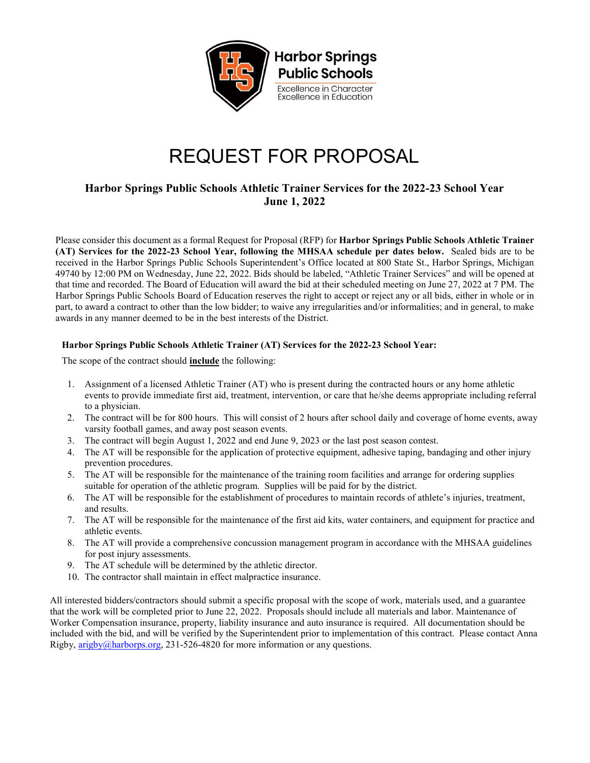Harbor Springs Public Schools

Excellence in Character
Excellence in Education

# REQUEST FOR PROPOSAL

### Harbor Springs Public Schools Athletic Trainer Services for the 2022-23 School Year
### June 1, 2022

Please consider this document as a formal Request for Proposal (RFP) for **Harbor Springs Public Schools Athletic Trainer (AT) Services for the 2022-23 School Year, following the MHSAA schedule per dates below.** Sealed bids are to be received in the Harbor Springs Public Schools Superintendent's Office located at 800 State St., Harbor Springs, Michigan 49740 by 12:00 PM on Wednesday, June 22, 2022. Bids should be labeled, "Athletic Trainer Services" and will be opened at that time and recorded. The Board of Education will award the bid at their scheduled meeting on June 27, 2022 at 7 PM. The Harbor Springs Public Schools Board of Education reserves the right to accept or reject any or all bids, either in whole or in part, to award a contract to other than the low bidder; to waive any irregularities and/or informalities; and in general, to make awards in any manner deemed to be in the best interests of the District.

**Harbor Springs Public Schools Athletic Trainer (AT) Services for the 2022-23 School Year:**

The scope of the contract should **include** the following:

1. Assignment of a licensed Athletic Trainer (AT) who is present during the contracted hours or any home athletic events to provide immediate first aid, treatment, intervention, or care that he/she deems appropriate including referral to a physician.
2. The contract will be for 800 hours. This will consist of 2 hours after school daily and coverage of home events, away varsity football games, and away post season events.
3. The contract will begin August 1, 2022 and end June 9, 2023 or the last post season contest.
4. The AT will be responsible for the application of protective equipment, adhesive taping, bandaging and other injury prevention procedures.
5. The AT will be responsible for the maintenance of the training room facilities and arrange for ordering supplies suitable for operation of the athletic program. Supplies will be paid for by the district.
6. The AT will be responsible for the establishment of procedures to maintain records of athlete's injuries, treatment, and results.
7. The AT will be responsible for the maintenance of the first aid kits, water containers, and equipment for practice and athletic events.
8. The AT will provide a comprehensive concussion management program in accordance with the MHSAA guidelines for post injury assessments.
9. The AT schedule will be determined by the athletic director.
10. The contractor shall maintain in effect malpractice insurance.

All interested bidders/contractors should submit a specific proposal with the scope of work, materials used, and a guarantee that the work will be completed prior to June 22, 2022. Proposals should include all materials and labor. Maintenance of Worker Compensation insurance, property, liability insurance and auto insurance is required. All documentation should be included with the bid, and will be verified by the Superintendent prior to implementation of this contract. Please contact Anna Rigby, arigby@harborps.org, 231-526-4820 for more information or any questions.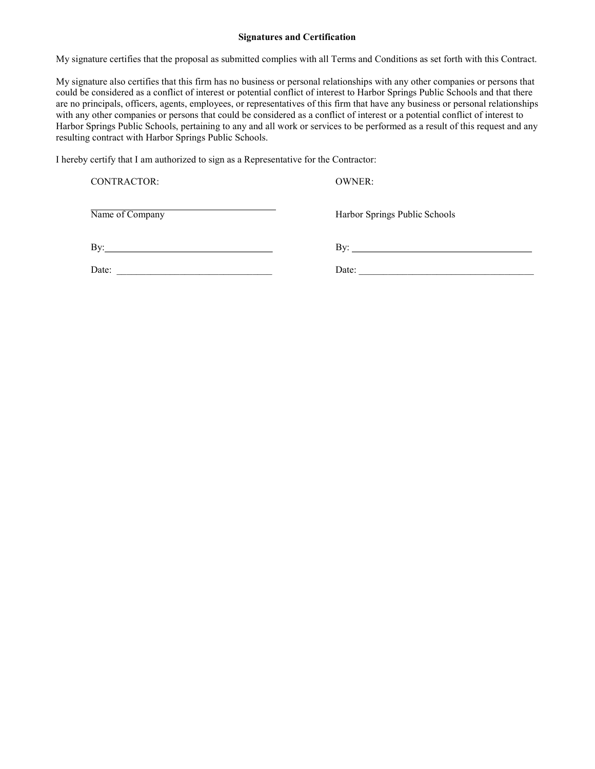**Signatures and Certification**

My signature certifies that the proposal as submitted complies with all Terms and Conditions as set forth with this Contract.

My signature also certifies that this firm has no business or personal relationships with any other companies or persons that could be considered as a conflict of interest or potential conflict of interest to Harbor Springs Public Schools and that there are no principals, officers, agents, employees, or representatives of this firm that have any business or personal relationships with any other companies or persons that could be considered as a conflict of interest or a potential conflict of interest to Harbor Springs Public Schools, pertaining to any and all work or services to be performed as a result of this request and any resulting contract with Harbor Springs Public Schools.

I hereby certify that I am authorized to sign as a Representative for the Contractor:

| | |
|---|---|
| CONTRACTOR: | OWNER: |
| ______________________________ | |
| Name of Company | Harbor Springs Public Schools |
| By:______________________________ | By: ______________________________ |
| Date: ______________________________ | Date: ______________________________ |